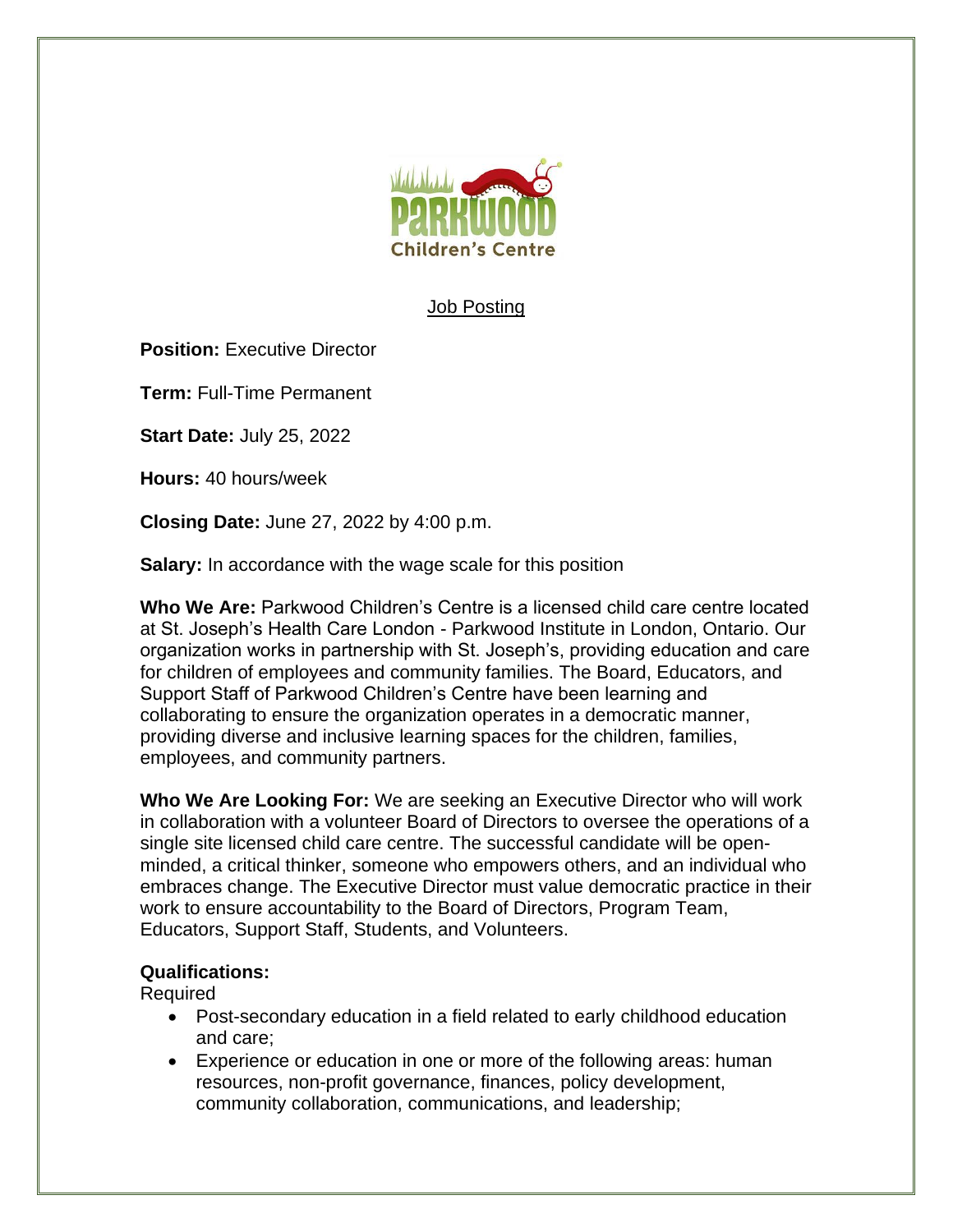Job Posting

**Position:** Executive Director

**Term:** Full-Time Permanent

**Start Date:** July 25, 2022

**Hours:** 40 hours/week

**Closing Date:** June 27, 2022 by 4:00 p.m.

**Salary:** In accordance with the wage scale for this position

**Who We Are:** Parkwood Children's Centre is a licensed child care centre located at St. Joseph's Health Care London - Parkwood Institute in London, Ontario. Our organization works in partnership with St. Joseph's, providing education and care for children of employees and community families. The Board, Educators, and Support Staff of Parkwood Children's Centre have been learning and collaborating to ensure the organization operates in a democratic manner, providing diverse and inclusive learning spaces for the children, families, employees, and community partners.

**Who We Are Looking For:** We are seeking an Executive Director who will work in collaboration with a volunteer Board of Directors to oversee the operations of a single site licensed child care centre. The successful candidate will be open-minded, a critical thinker, someone who empowers others, and an individual who embraces change. The Executive Director must value democratic practice in their work to ensure accountability to the Board of Directors, Program Team, Educators, Support Staff, Students, and Volunteers.

**Qualifications:**

Required

- Post-secondary education in a field related to early childhood education and care;
- Experience or education in one or more of the following areas: human resources, non-profit governance, finances, policy development, community collaboration, communications, and leadership;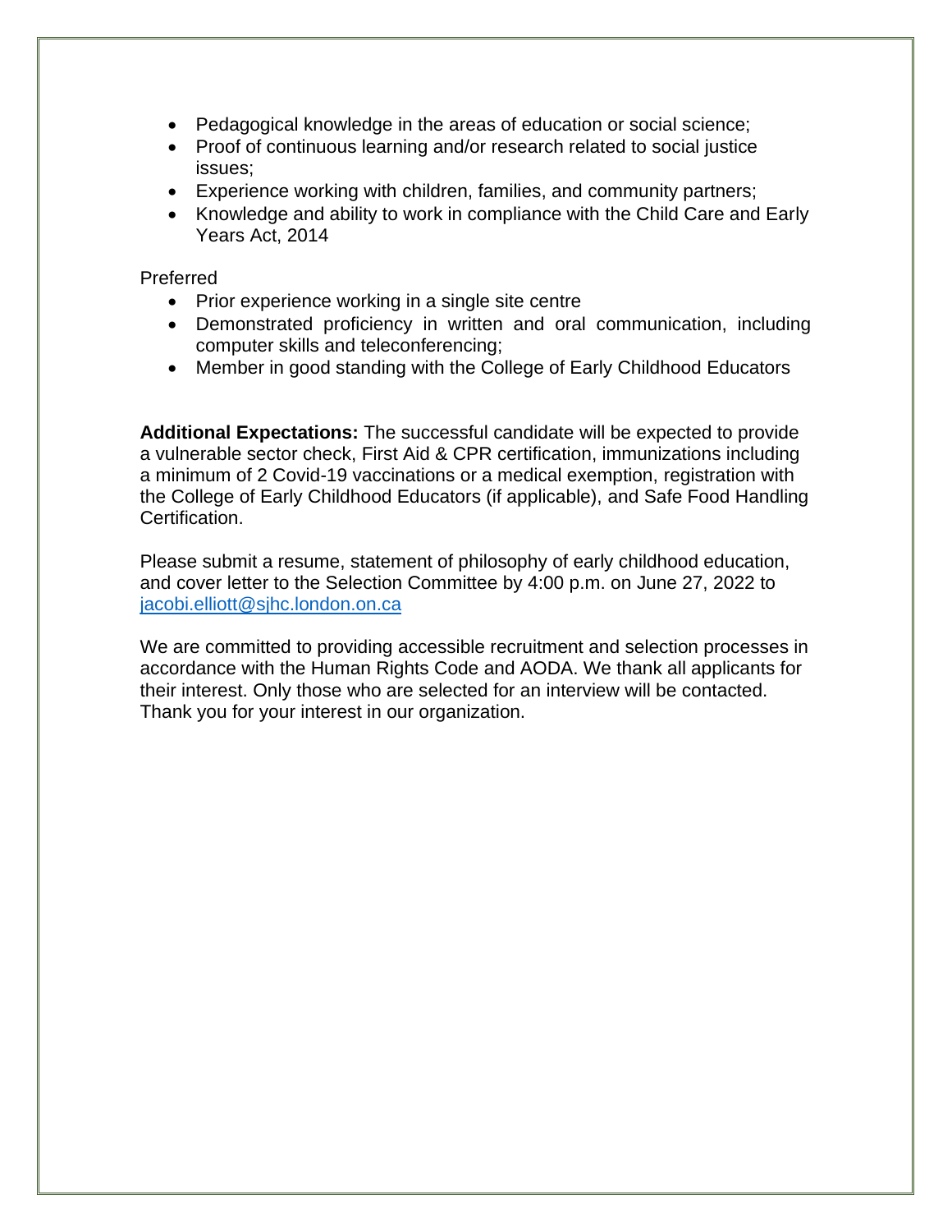- Pedagogical knowledge in the areas of education or social science;
- Proof of continuous learning and/or research related to social justice issues;
- Experience working with children, families, and community partners;
- Knowledge and ability to work in compliance with the Child Care and Early Years Act, 2014

Preferred

- Prior experience working in a single site centre
- Demonstrated proficiency in written and oral communication, including computer skills and teleconferencing;
- Member in good standing with the College of Early Childhood Educators

**Additional Expectations:** The successful candidate will be expected to provide a vulnerable sector check, First Aid & CPR certification, immunizations including a minimum of 2 Covid-19 vaccinations or a medical exemption, registration with the College of Early Childhood Educators (if applicable), and Safe Food Handling Certification.

Please submit a resume, statement of philosophy of early childhood education, and cover letter to the Selection Committee by 4:00 p.m. on June 27, 2022 to jacobi.elliott@sjhc.london.on.ca

We are committed to providing accessible recruitment and selection processes in accordance with the Human Rights Code and AODA. We thank all applicants for their interest. Only those who are selected for an interview will be contacted. Thank you for your interest in our organization.